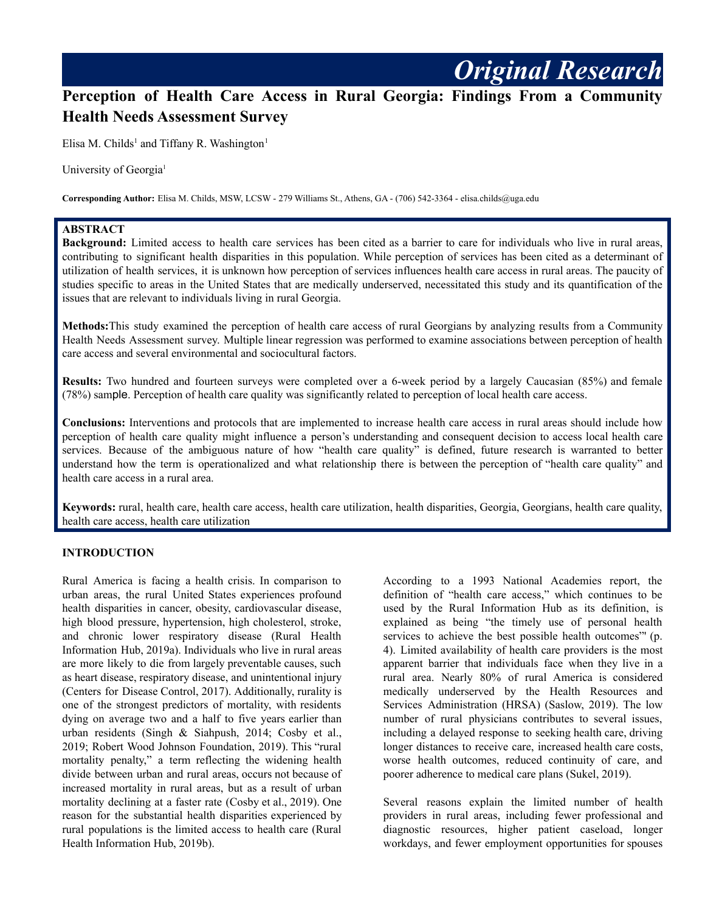*Original Research*

# Perception of Health Care Access in Rural Georgia: Findings From a Community Health Needs Assessment Survey

Elisa M. Childs[1] and Tiffany R. Washington[1]

University of Georgia[1]

**Corresponding Author:** Elisa M. Childs, MSW, LCSW - 279 Williams St., Athens, GA - (706) 542-3364 - elisa.childs@uga.edu

## ABSTRACT

**Background:** Limited access to health care services has been cited as a barrier to care for individuals who live in rural areas, contributing to significant health disparities in this population. While perception of services has been cited as a determinant of utilization of health services, it is unknown how perception of services influences health care access in rural areas. The paucity of studies specific to areas in the United States that are medically underserved, necessitated this study and its quantification of the issues that are relevant to individuals living in rural Georgia.

**Methods:** This study examined the perception of health care access of rural Georgians by analyzing results from a Community Health Needs Assessment survey. Multiple linear regression was performed to examine associations between perception of health care access and several environmental and sociocultural factors.

**Results:** Two hundred and fourteen surveys were completed over a 6-week period by a largely Caucasian (85%) and female (78%) sample. Perception of health care quality was significantly related to perception of local health care access.

**Conclusions:** Interventions and protocols that are implemented to increase health care access in rural areas should include how perception of health care quality might influence a person's understanding and consequent decision to access local health care services. Because of the ambiguous nature of how "health care quality" is defined, future research is warranted to better understand how the term is operationalized and what relationship there is between the perception of "health care quality" and health care access in a rural area.

**Keywords:** rural, health care, health care access, health care utilization, health disparities, Georgia, Georgians, health care quality, health care access, health care utilization

## INTRODUCTION

Rural America is facing a health crisis. In comparison to urban areas, the rural United States experiences profound health disparities in cancer, obesity, cardiovascular disease, high blood pressure, hypertension, high cholesterol, stroke, and chronic lower respiratory disease (Rural Health Information Hub, 2019a). Individuals who live in rural areas are more likely to die from largely preventable causes, such as heart disease, respiratory disease, and unintentional injury (Centers for Disease Control, 2017). Additionally, rurality is one of the strongest predictors of mortality, with residents dying on average two and a half to five years earlier than urban residents (Singh & Siahpush, 2014; Cosby et al., 2019; Robert Wood Johnson Foundation, 2019). This "rural mortality penalty," a term reflecting the widening health divide between urban and rural areas, occurs not because of increased mortality in rural areas, but as a result of urban mortality declining at a faster rate (Cosby et al., 2019). One reason for the substantial health disparities experienced by rural populations is the limited access to health care (Rural Health Information Hub, 2019b).

According to a 1993 National Academies report, the definition of "health care access," which continues to be used by the Rural Information Hub as its definition, is explained as being "the timely use of personal health services to achieve the best possible health outcomes"' (p. 4). Limited availability of health care providers is the most apparent barrier that individuals face when they live in a rural area. Nearly 80% of rural America is considered medically underserved by the Health Resources and Services Administration (HRSA) (Saslow, 2019). The low number of rural physicians contributes to several issues, including a delayed response to seeking health care, driving longer distances to receive care, increased health care costs, worse health outcomes, reduced continuity of care, and poorer adherence to medical care plans (Sukel, 2019).

Several reasons explain the limited number of health providers in rural areas, including fewer professional and diagnostic resources, higher patient caseload, longer workdays, and fewer employment opportunities for spouses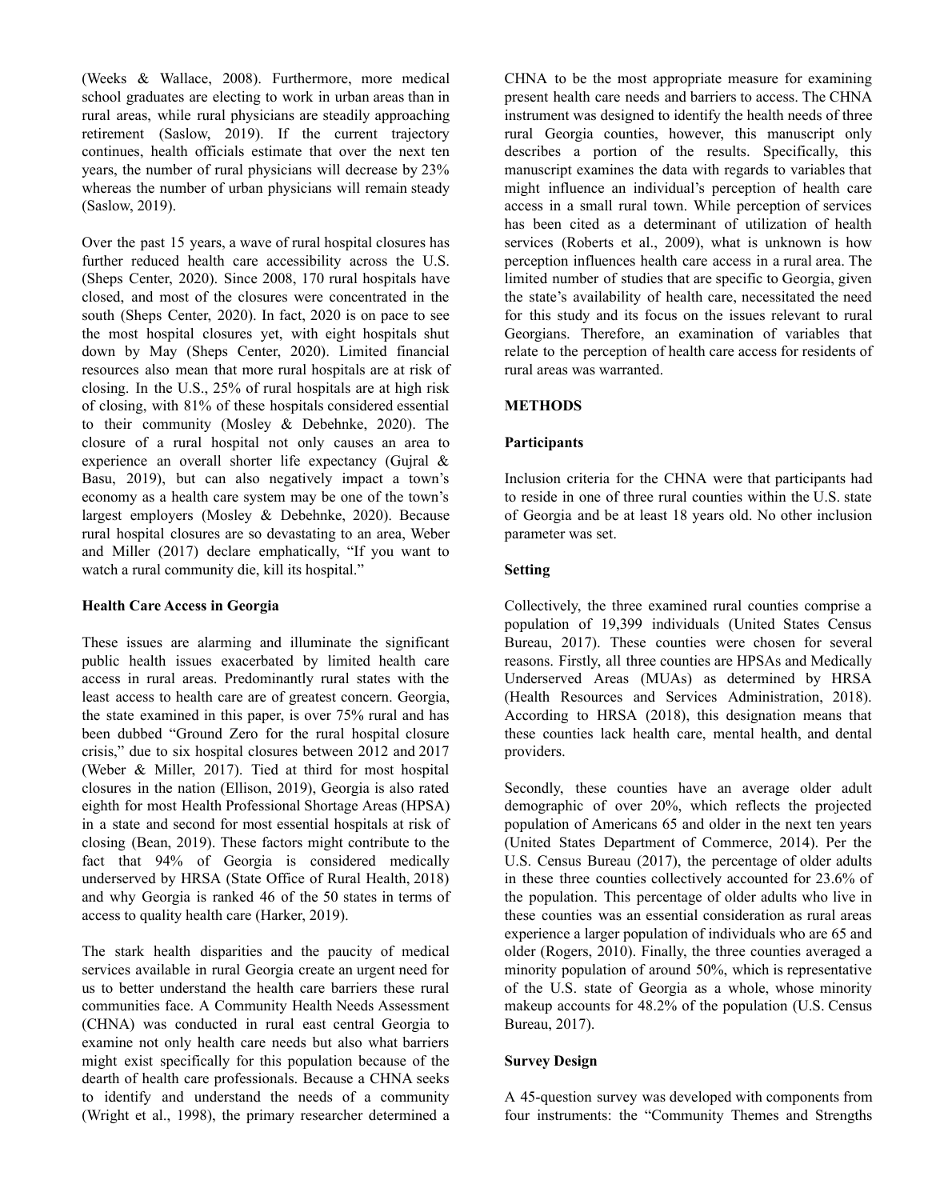(Weeks & Wallace, 2008). Furthermore, more medical school graduates are electing to work in urban areas than in rural areas, while rural physicians are steadily approaching retirement (Saslow, 2019). If the current trajectory continues, health officials estimate that over the next ten years, the number of rural physicians will decrease by 23% whereas the number of urban physicians will remain steady (Saslow, 2019).

Over the past 15 years, a wave of rural hospital closures has further reduced health care accessibility across the U.S. (Sheps Center, 2020). Since 2008, 170 rural hospitals have closed, and most of the closures were concentrated in the south (Sheps Center, 2020). In fact, 2020 is on pace to see the most hospital closures yet, with eight hospitals shut down by May (Sheps Center, 2020). Limited financial resources also mean that more rural hospitals are at risk of closing. In the U.S., 25% of rural hospitals are at high risk of closing, with 81% of these hospitals considered essential to their community (Mosley & Debehnke, 2020). The closure of a rural hospital not only causes an area to experience an overall shorter life expectancy (Gujral & Basu, 2019), but can also negatively impact a town's economy as a health care system may be one of the town's largest employers (Mosley & Debehnke, 2020). Because rural hospital closures are so devastating to an area, Weber and Miller (2017) declare emphatically, "If you want to watch a rural community die, kill its hospital."

**Health Care Access in Georgia**

These issues are alarming and illuminate the significant public health issues exacerbated by limited health care access in rural areas. Predominantly rural states with the least access to health care are of greatest concern. Georgia, the state examined in this paper, is over 75% rural and has been dubbed "Ground Zero for the rural hospital closure crisis," due to six hospital closures between 2012 and 2017 (Weber & Miller, 2017). Tied at third for most hospital closures in the nation (Ellison, 2019), Georgia is also rated eighth for most Health Professional Shortage Areas (HPSA) in a state and second for most essential hospitals at risk of closing (Bean, 2019). These factors might contribute to the fact that 94% of Georgia is considered medically underserved by HRSA (State Office of Rural Health, 2018) and why Georgia is ranked 46 of the 50 states in terms of access to quality health care (Harker, 2019).

The stark health disparities and the paucity of medical services available in rural Georgia create an urgent need for us to better understand the health care barriers these rural communities face. A Community Health Needs Assessment (CHNA) was conducted in rural east central Georgia to examine not only health care needs but also what barriers might exist specifically for this population because of the dearth of health care professionals. Because a CHNA seeks to identify and understand the needs of a community (Wright et al., 1998), the primary researcher determined a CHNA to be the most appropriate measure for examining present health care needs and barriers to access. The CHNA instrument was designed to identify the health needs of three rural Georgia counties, however, this manuscript only describes a portion of the results. Specifically, this manuscript examines the data with regards to variables that might influence an individual's perception of health care access in a small rural town. While perception of services has been cited as a determinant of utilization of health services (Roberts et al., 2009), what is unknown is how perception influences health care access in a rural area. The limited number of studies that are specific to Georgia, given the state's availability of health care, necessitated the need for this study and its focus on the issues relevant to rural Georgians. Therefore, an examination of variables that relate to the perception of health care access for residents of rural areas was warranted.

**METHODS**

**Participants**

Inclusion criteria for the CHNA were that participants had to reside in one of three rural counties within the U.S. state of Georgia and be at least 18 years old. No other inclusion parameter was set.

**Setting**

Collectively, the three examined rural counties comprise a population of 19,399 individuals (United States Census Bureau, 2017). These counties were chosen for several reasons. Firstly, all three counties are HPSAs and Medically Underserved Areas (MUAs) as determined by HRSA (Health Resources and Services Administration, 2018). According to HRSA (2018), this designation means that these counties lack health care, mental health, and dental providers.

Secondly, these counties have an average older adult demographic of over 20%, which reflects the projected population of Americans 65 and older in the next ten years (United States Department of Commerce, 2014). Per the U.S. Census Bureau (2017), the percentage of older adults in these three counties collectively accounted for 23.6% of the population. This percentage of older adults who live in these counties was an essential consideration as rural areas experience a larger population of individuals who are 65 and older (Rogers, 2010). Finally, the three counties averaged a minority population of around 50%, which is representative of the U.S. state of Georgia as a whole, whose minority makeup accounts for 48.2% of the population (U.S. Census Bureau, 2017).

**Survey Design**

A 45-question survey was developed with components from four instruments: the "Community Themes and Strengths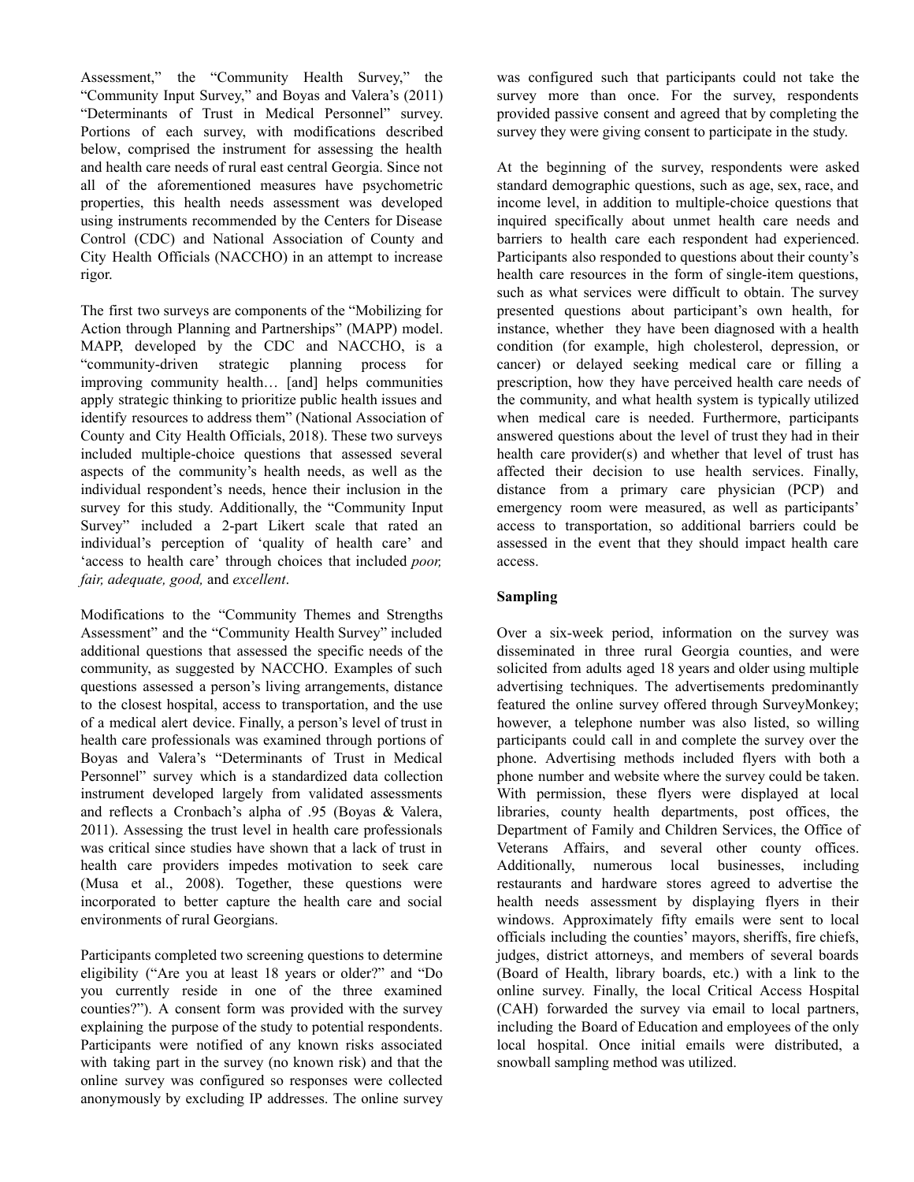Assessment," the "Community Health Survey," the "Community Input Survey," and Boyas and Valera's (2011) "Determinants of Trust in Medical Personnel" survey. Portions of each survey, with modifications described below, comprised the instrument for assessing the health and health care needs of rural east central Georgia. Since not all of the aforementioned measures have psychometric properties, this health needs assessment was developed using instruments recommended by the Centers for Disease Control (CDC) and National Association of County and City Health Officials (NACCHO) in an attempt to increase rigor.

The first two surveys are components of the "Mobilizing for Action through Planning and Partnerships" (MAPP) model. MAPP, developed by the CDC and NACCHO, is a "community-driven strategic planning process for improving community health… [and] helps communities apply strategic thinking to prioritize public health issues and identify resources to address them" (National Association of County and City Health Officials, 2018). These two surveys included multiple-choice questions that assessed several aspects of the community's health needs, as well as the individual respondent's needs, hence their inclusion in the survey for this study. Additionally, the "Community Input Survey" included a 2-part Likert scale that rated an individual's perception of 'quality of health care' and 'access to health care' through choices that included *poor, fair, adequate, good,* and *excellent*.

Modifications to the "Community Themes and Strengths Assessment" and the "Community Health Survey" included additional questions that assessed the specific needs of the community, as suggested by NACCHO. Examples of such questions assessed a person's living arrangements, distance to the closest hospital, access to transportation, and the use of a medical alert device. Finally, a person's level of trust in health care professionals was examined through portions of Boyas and Valera's "Determinants of Trust in Medical Personnel" survey which is a standardized data collection instrument developed largely from validated assessments and reflects a Cronbach's alpha of .95 (Boyas & Valera, 2011). Assessing the trust level in health care professionals was critical since studies have shown that a lack of trust in health care providers impedes motivation to seek care (Musa et al., 2008). Together, these questions were incorporated to better capture the health care and social environments of rural Georgians.

Participants completed two screening questions to determine eligibility ("Are you at least 18 years or older?" and "Do you currently reside in one of the three examined counties?"). A consent form was provided with the survey explaining the purpose of the study to potential respondents. Participants were notified of any known risks associated with taking part in the survey (no known risk) and that the online survey was configured so responses were collected anonymously by excluding IP addresses. The online survey was configured such that participants could not take the survey more than once. For the survey, respondents provided passive consent and agreed that by completing the survey they were giving consent to participate in the study.

At the beginning of the survey, respondents were asked standard demographic questions, such as age, sex, race, and income level, in addition to multiple-choice questions that inquired specifically about unmet health care needs and barriers to health care each respondent had experienced. Participants also responded to questions about their county's health care resources in the form of single-item questions, such as what services were difficult to obtain. The survey presented questions about participant's own health, for instance, whether they have been diagnosed with a health condition (for example, high cholesterol, depression, or cancer) or delayed seeking medical care or filling a prescription, how they have perceived health care needs of the community, and what health system is typically utilized when medical care is needed. Furthermore, participants answered questions about the level of trust they had in their health care provider(s) and whether that level of trust has affected their decision to use health services. Finally, distance from a primary care physician (PCP) and emergency room were measured, as well as participants' access to transportation, so additional barriers could be assessed in the event that they should impact health care access.

**Sampling**

Over a six-week period, information on the survey was disseminated in three rural Georgia counties, and were solicited from adults aged 18 years and older using multiple advertising techniques. The advertisements predominantly featured the online survey offered through SurveyMonkey; however, a telephone number was also listed, so willing participants could call in and complete the survey over the phone. Advertising methods included flyers with both a phone number and website where the survey could be taken. With permission, these flyers were displayed at local libraries, county health departments, post offices, the Department of Family and Children Services, the Office of Veterans Affairs, and several other county offices. Additionally, numerous local businesses, including restaurants and hardware stores agreed to advertise the health needs assessment by displaying flyers in their windows. Approximately fifty emails were sent to local officials including the counties' mayors, sheriffs, fire chiefs, judges, district attorneys, and members of several boards (Board of Health, library boards, etc.) with a link to the online survey. Finally, the local Critical Access Hospital (CAH) forwarded the survey via email to local partners, including the Board of Education and employees of the only local hospital. Once initial emails were distributed, a snowball sampling method was utilized.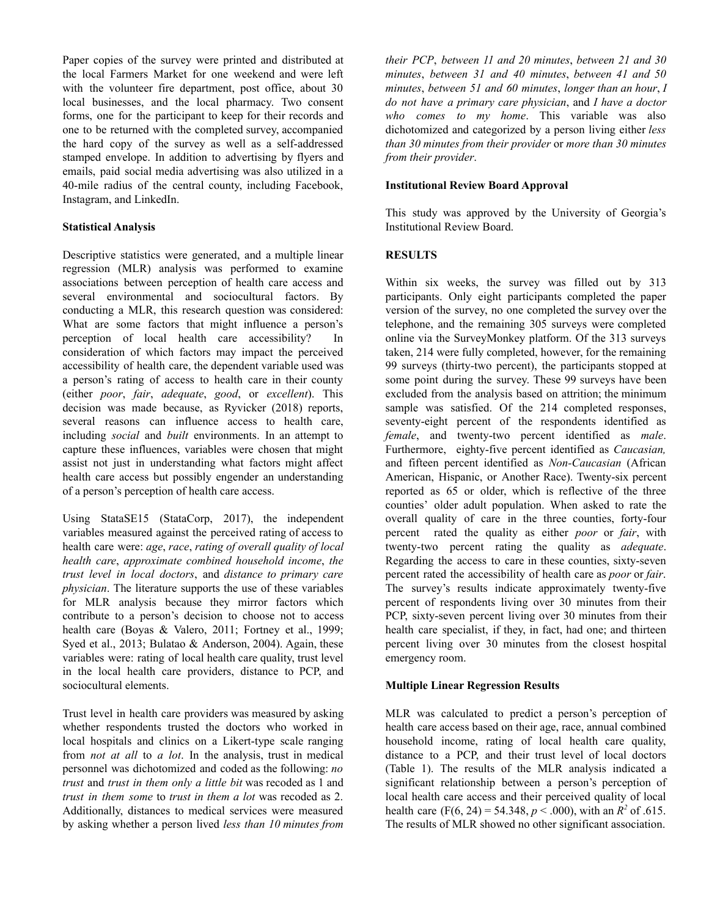Paper copies of the survey were printed and distributed at the local Farmers Market for one weekend and were left with the volunteer fire department, post office, about 30 local businesses, and the local pharmacy. Two consent forms, one for the participant to keep for their records and one to be returned with the completed survey, accompanied the hard copy of the survey as well as a self-addressed stamped envelope. In addition to advertising by flyers and emails, paid social media advertising was also utilized in a 40-mile radius of the central county, including Facebook, Instagram, and LinkedIn.

**Statistical Analysis**

Descriptive statistics were generated, and a multiple linear regression (MLR) analysis was performed to examine associations between perception of health care access and several environmental and sociocultural factors. By conducting a MLR, this research question was considered: What are some factors that might influence a person's perception of local health care accessibility? In consideration of which factors may impact the perceived accessibility of health care, the dependent variable used was a person's rating of access to health care in their county (either *poor*, *fair*, *adequate*, *good*, or *excellent*). This decision was made because, as Ryvicker (2018) reports, several reasons can influence access to health care, including *social* and *built* environments. In an attempt to capture these influences, variables were chosen that might assist not just in understanding what factors might affect health care access but possibly engender an understanding of a person's perception of health care access.

Using StataSE15 (StataCorp, 2017), the independent variables measured against the perceived rating of access to health care were: *age*, *race*, *rating of overall quality of local health care*, *approximate combined household income*, *the trust level in local doctors*, and *distance to primary care physician*. The literature supports the use of these variables for MLR analysis because they mirror factors which contribute to a person's decision to choose not to access health care (Boyas & Valero, 2011; Fortney et al., 1999; Syed et al., 2013; Bulatao & Anderson, 2004). Again, these variables were: rating of local health care quality, trust level in the local health care providers, distance to PCP, and sociocultural elements.

Trust level in health care providers was measured by asking whether respondents trusted the doctors who worked in local hospitals and clinics on a Likert-type scale ranging from *not at all* to *a lot*. In the analysis, trust in medical personnel was dichotomized and coded as the following: *no trust* and *trust in them only a little bit* was recoded as 1 and *trust in them some* to *trust in them a lot* was recoded as 2. Additionally, distances to medical services were measured by asking whether a person lived *less than 10 minutes from their PCP*, *between 11 and 20 minutes*, *between 21 and 30 minutes*, *between 31 and 40 minutes*, *between 41 and 50 minutes*, *between 51 and 60 minutes*, *longer than an hour*, *I do not have a primary care physician*, and *I have a doctor who comes to my home*. This variable was also dichotomized and categorized by a person living either *less than 30 minutes from their provider* or *more than 30 minutes from their provider*.

**Institutional Review Board Approval**

This study was approved by the University of Georgia's Institutional Review Board.

**RESULTS**

Within six weeks, the survey was filled out by 313 participants. Only eight participants completed the paper version of the survey, no one completed the survey over the telephone, and the remaining 305 surveys were completed online via the SurveyMonkey platform. Of the 313 surveys taken, 214 were fully completed, however, for the remaining 99 surveys (thirty-two percent), the participants stopped at some point during the survey. These 99 surveys have been excluded from the analysis based on attrition; the minimum sample was satisfied. Of the 214 completed responses, seventy-eight percent of the respondents identified as *female*, and twenty-two percent identified as *male*. Furthermore, eighty-five percent identified as *Caucasian,* and fifteen percent identified as *Non-Caucasian* (African American, Hispanic, or Another Race). Twenty-six percent reported as 65 or older, which is reflective of the three counties' older adult population. When asked to rate the overall quality of care in the three counties, forty-four percent rated the quality as either *poor* or *fair*, with twenty-two percent rating the quality as *adequate*. Regarding the access to care in these counties, sixty-seven percent rated the accessibility of health care as *poor* or *fair*. The survey's results indicate approximately twenty-five percent of respondents living over 30 minutes from their PCP, sixty-seven percent living over 30 minutes from their health care specialist, if they, in fact, had one; and thirteen percent living over 30 minutes from the closest hospital emergency room.

**Multiple Linear Regression Results**

MLR was calculated to predict a person's perception of health care access based on their age, race, annual combined household income, rating of local health care quality, distance to a PCP, and their trust level of local doctors (Table 1). The results of the MLR analysis indicated a significant relationship between a person's perception of local health care access and their perceived quality of local health care ($F(6, 24) = 54.348$, $p < .000$), with an $R^2$ of .615. The results of MLR showed no other significant association.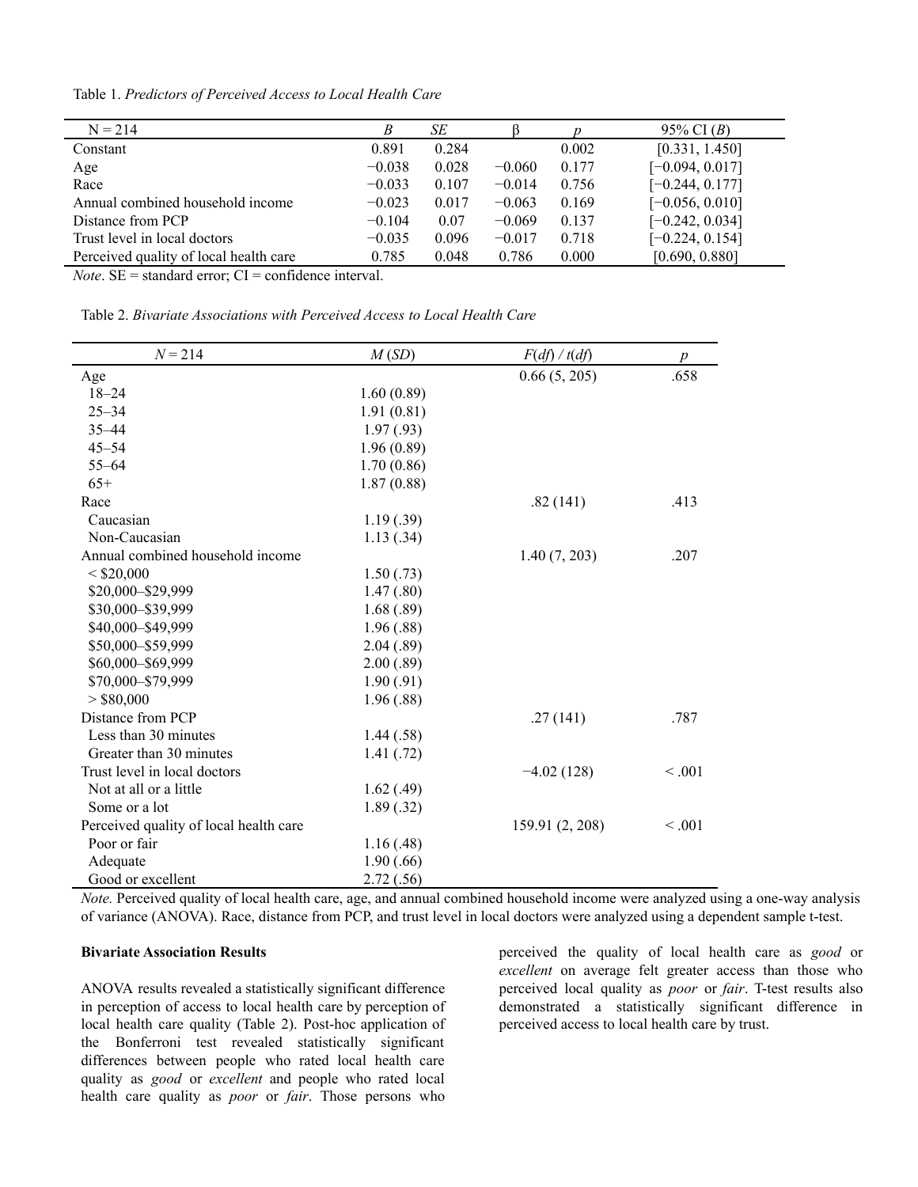Table 1. *Predictors of Perceived Access to Local Health Care*

| N = 214 | *B* | *SE* | β | *p* | 95% CI (*B*) |
|---|---|---|---|---|---|
| Constant | 0.891 | 0.284 | | 0.002 | [0.331, 1.450] |
| Age | −0.038 | 0.028 | −0.060 | 0.177 | [−0.094, 0.017] |
| Race | −0.033 | 0.107 | −0.014 | 0.756 | [−0.244, 0.177] |
| Annual combined household income | −0.023 | 0.017 | −0.063 | 0.169 | [−0.056, 0.010] |
| Distance from PCP | −0.104 | 0.07 | −0.069 | 0.137 | [−0.242, 0.034] |
| Trust level in local doctors | −0.035 | 0.096 | −0.017 | 0.718 | [−0.224, 0.154] |
| Perceived quality of local health care | 0.785 | 0.048 | 0.786 | 0.000 | [0.690, 0.880] |

*Note*. SE = standard error; CI = confidence interval.

Table 2. *Bivariate Associations with Perceived Access to Local Health Care*

| *N* = 214 | *M* (*SD*) | *F*(*df*) / *t*(*df*) | *p* |
|---|---|---|---|
| Age | | 0.66 (5, 205) | .658 |
| 18–24 | 1.60 (0.89) | | |
| 25–34 | 1.91 (0.81) | | |
| 35–44 | 1.97 (.93) | | |
| 45–54 | 1.96 (0.89) | | |
| 55–64 | 1.70 (0.86) | | |
| 65+ | 1.87 (0.88) | | |
| Race | | .82 (141) | .413 |
| Caucasian | 1.19 (.39) | | |
| Non-Caucasian | 1.13 (.34) | | |
| Annual combined household income | | 1.40 (7, 203) | .207 |
| < $20,000 | 1.50 (.73) | | |
| $20,000–$29,999 | 1.47 (.80) | | |
| $30,000–$39,999 | 1.68 (.89) | | |
| $40,000–$49,999 | 1.96 (.88) | | |
| $50,000–$59,999 | 2.04 (.89) | | |
| $60,000–$69,999 | 2.00 (.89) | | |
| $70,000–$79,999 | 1.90 (.91) | | |
| > $80,000 | 1.96 (.88) | | |
| Distance from PCP | | .27 (141) | .787 |
| Less than 30 minutes | 1.44 (.58) | | |
| Greater than 30 minutes | 1.41 (.72) | | |
| Trust level in local doctors | | −4.02 (128) | < .001 |
| Not at all or a little | 1.62 (.49) | | |
| Some or a lot | 1.89 (.32) | | |
| Perceived quality of local health care | | 159.91 (2, 208) | < .001 |
| Poor or fair | 1.16 (.48) | | |
| Adequate | 1.90 (.66) | | |
| Good or excellent | 2.72 (.56) | | |

*Note.* Perceived quality of local health care, age, and annual combined household income were analyzed using a one-way analysis of variance (ANOVA). Race, distance from PCP, and trust level in local doctors were analyzed using a dependent sample t-test.

**Bivariate Association Results**

ANOVA results revealed a statistically significant difference in perception of access to local health care by perception of local health care quality (Table 2). Post-hoc application of the Bonferroni test revealed statistically significant differences between people who rated local health care quality as *good* or *excellent* and people who rated local health care quality as *poor* or *fair*. Those persons who perceived the quality of local health care as *good* or *excellent* on average felt greater access than those who perceived local quality as *poor* or *fair*. T-test results also demonstrated a statistically significant difference in perceived access to local health care by trust.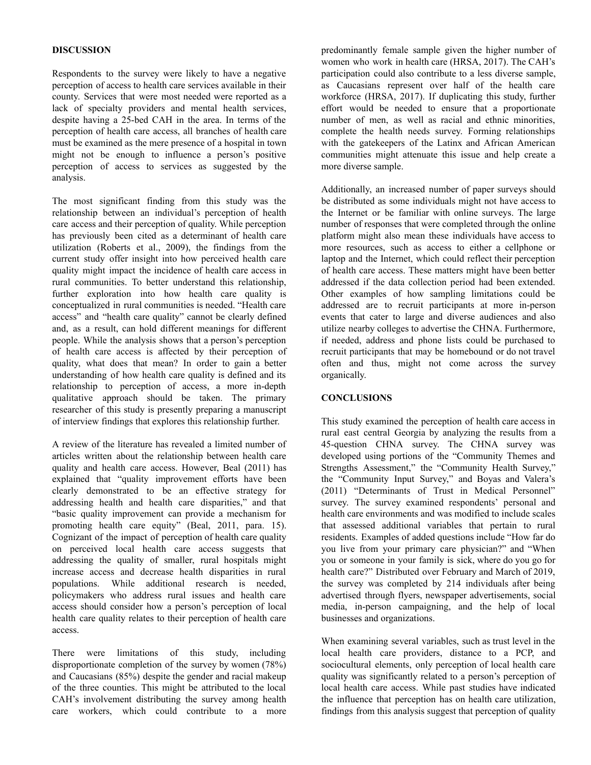## DISCUSSION

Respondents to the survey were likely to have a negative perception of access to health care services available in their county. Services that were most needed were reported as a lack of specialty providers and mental health services, despite having a 25-bed CAH in the area. In terms of the perception of health care access, all branches of health care must be examined as the mere presence of a hospital in town might not be enough to influence a person's positive perception of access to services as suggested by the analysis.

The most significant finding from this study was the relationship between an individual's perception of health care access and their perception of quality. While perception has previously been cited as a determinant of health care utilization (Roberts et al., 2009), the findings from the current study offer insight into how perceived health care quality might impact the incidence of health care access in rural communities. To better understand this relationship, further exploration into how health care quality is conceptualized in rural communities is needed. "Health care access" and "health care quality" cannot be clearly defined and, as a result, can hold different meanings for different people. While the analysis shows that a person's perception of health care access is affected by their perception of quality, what does that mean? In order to gain a better understanding of how health care quality is defined and its relationship to perception of access, a more in-depth qualitative approach should be taken. The primary researcher of this study is presently preparing a manuscript of interview findings that explores this relationship further.

A review of the literature has revealed a limited number of articles written about the relationship between health care quality and health care access. However, Beal (2011) has explained that "quality improvement efforts have been clearly demonstrated to be an effective strategy for addressing health and health care disparities," and that "basic quality improvement can provide a mechanism for promoting health care equity" (Beal, 2011, para. 15). Cognizant of the impact of perception of health care quality on perceived local health care access suggests that addressing the quality of smaller, rural hospitals might increase access and decrease health disparities in rural populations. While additional research is needed, policymakers who address rural issues and health care access should consider how a person's perception of local health care quality relates to their perception of health care access.

There were limitations of this study, including disproportionate completion of the survey by women (78%) and Caucasians (85%) despite the gender and racial makeup of the three counties. This might be attributed to the local CAH's involvement distributing the survey among health care workers, which could contribute to a more predominantly female sample given the higher number of women who work in health care (HRSA, 2017). The CAH's participation could also contribute to a less diverse sample, as Caucasians represent over half of the health care workforce (HRSA, 2017). If duplicating this study, further effort would be needed to ensure that a proportionate number of men, as well as racial and ethnic minorities, complete the health needs survey. Forming relationships with the gatekeepers of the Latinx and African American communities might attenuate this issue and help create a more diverse sample.

Additionally, an increased number of paper surveys should be distributed as some individuals might not have access to the Internet or be familiar with online surveys. The large number of responses that were completed through the online platform might also mean these individuals have access to more resources, such as access to either a cellphone or laptop and the Internet, which could reflect their perception of health care access. These matters might have been better addressed if the data collection period had been extended. Other examples of how sampling limitations could be addressed are to recruit participants at more in-person events that cater to large and diverse audiences and also utilize nearby colleges to advertise the CHNA. Furthermore, if needed, address and phone lists could be purchased to recruit participants that may be homebound or do not travel often and thus, might not come across the survey organically.

## CONCLUSIONS

This study examined the perception of health care access in rural east central Georgia by analyzing the results from a 45-question CHNA survey. The CHNA survey was developed using portions of the "Community Themes and Strengths Assessment," the "Community Health Survey," the "Community Input Survey," and Boyas and Valera's (2011) "Determinants of Trust in Medical Personnel" survey. The survey examined respondents' personal and health care environments and was modified to include scales that assessed additional variables that pertain to rural residents. Examples of added questions include "How far do you live from your primary care physician?" and "When you or someone in your family is sick, where do you go for health care?" Distributed over February and March of 2019, the survey was completed by 214 individuals after being advertised through flyers, newspaper advertisements, social media, in-person campaigning, and the help of local businesses and organizations.

When examining several variables, such as trust level in the local health care providers, distance to a PCP, and sociocultural elements, only perception of local health care quality was significantly related to a person's perception of local health care access. While past studies have indicated the influence that perception has on health care utilization, findings from this analysis suggest that perception of quality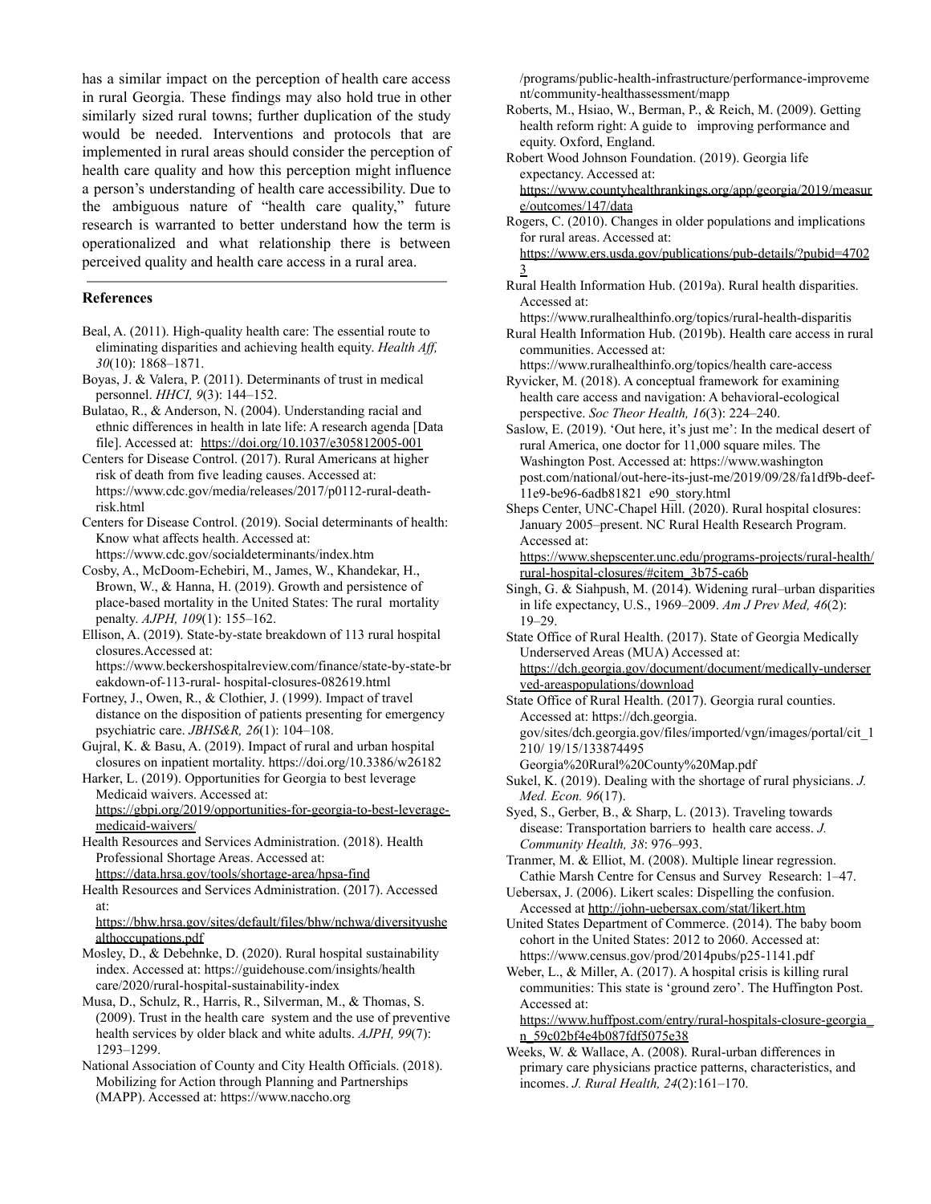has a similar impact on the perception of health care access in rural Georgia. These findings may also hold true in other similarly sized rural towns; further duplication of the study would be needed. Interventions and protocols that are implemented in rural areas should consider the perception of health care quality and how this perception might influence a person's understanding of health care accessibility. Due to the ambiguous nature of "health care quality," future research is warranted to better understand how the term is operationalized and what relationship there is between perceived quality and health care access in a rural area.

## References

Beal, A. (2011). High-quality health care: The essential route to eliminating disparities and achieving health equity. *Health Aff, 30*(10): 1868–1871.

Boyas, J. & Valera, P. (2011). Determinants of trust in medical personnel. *HHCI, 9*(3): 144–152.

Bulatao, R., & Anderson, N. (2004). Understanding racial and ethnic differences in health in late life: A research agenda [Data file]. Accessed at: https://doi.org/10.1037/e305812005-001

Centers for Disease Control. (2017). Rural Americans at higher risk of death from five leading causes. Accessed at: https://www.cdc.gov/media/releases/2017/p0112-rural-death-risk.html

Centers for Disease Control. (2019). Social determinants of health: Know what affects health. Accessed at: https://www.cdc.gov/socialdeterminants/index.htm

Cosby, A., McDoom-Echebiri, M., James, W., Khandekar, H., Brown, W., & Hanna, H. (2019). Growth and persistence of place-based mortality in the United States: The rural mortality penalty. *AJPH, 109*(1): 155–162.

Ellison, A. (2019). State-by-state breakdown of 113 rural hospital closures.Accessed at: https://www.beckershospitalreview.com/finance/state-by-state-breakdown-of-113-rural- hospital-closures-082619.html

Fortney, J., Owen, R., & Clothier, J. (1999). Impact of travel distance on the disposition of patients presenting for emergency psychiatric care. *JBHS&R, 26*(1): 104–108.

Gujral, K. & Basu, A. (2019). Impact of rural and urban hospital closures on inpatient mortality. https://doi.org/10.3386/w26182

Harker, L. (2019). Opportunities for Georgia to best leverage Medicaid waivers. Accessed at: https://gbpi.org/2019/opportunities-for-georgia-to-best-leverage-medicaid-waivers/

Health Resources and Services Administration. (2018). Health Professional Shortage Areas. Accessed at: https://data.hrsa.gov/tools/shortage-area/hpsa-find

Health Resources and Services Administration. (2017). Accessed at: https://bhw.hrsa.gov/sites/default/files/bhw/nchwa/diversityushealthoccupations.pdf

Mosley, D., & Debehnke, D. (2020). Rural hospital sustainability index. Accessed at: https://guidehouse.com/insights/health care/2020/rural-hospital-sustainability-index

Musa, D., Schulz, R., Harris, R., Silverman, M., & Thomas, S. (2009). Trust in the health care system and the use of preventive health services by older black and white adults. *AJPH, 99*(7): 1293–1299.

National Association of County and City Health Officials. (2018). Mobilizing for Action through Planning and Partnerships (MAPP). Accessed at: https://www.naccho.org /programs/public-health-infrastructure/performance-improvement/community-healthassessment/mapp

Roberts, M., Hsiao, W., Berman, P., & Reich, M. (2009). Getting health reform right: A guide to improving performance and equity. Oxford, England.

Robert Wood Johnson Foundation. (2019). Georgia life expectancy. Accessed at: https://www.countyhealthrankings.org/app/georgia/2019/measure/outcomes/147/data

Rogers, C. (2010). Changes in older populations and implications for rural areas. Accessed at: https://www.ers.usda.gov/publications/pub-details/?pubid=47023

Rural Health Information Hub. (2019a). Rural health disparities. Accessed at: https://www.ruralhealthinfo.org/topics/rural-health-disparitis

Rural Health Information Hub. (2019b). Health care access in rural communities. Accessed at: https://www.ruralhealthinfo.org/topics/health care-access

Ryvicker, M. (2018). A conceptual framework for examining health care access and navigation: A behavioral-ecological perspective. *Soc Theor Health, 16*(3): 224–240.

Saslow, E. (2019). 'Out here, it's just me': In the medical desert of rural America, one doctor for 11,000 square miles. The Washington Post. Accessed at: https://www.washington post.com/national/out-here-its-just-me/2019/09/28/fa1df9b-deef-11e9-be96-6adb81821 e90_story.html

Sheps Center, UNC-Chapel Hill. (2020). Rural hospital closures: January 2005–present. NC Rural Health Research Program. Accessed at: https://www.shepscenter.unc.edu/programs-projects/rural-health/rural-hospital-closures/#citem_3b75-ca6b

Singh, G. & Siahpush, M. (2014). Widening rural–urban disparities in life expectancy, U.S., 1969–2009. *Am J Prev Med, 46*(2): 19–29.

State Office of Rural Health. (2017). State of Georgia Medically Underserved Areas (MUA) Accessed at: https://dch.georgia.gov/document/document/medically-underserved-areaspopulations/download

State Office of Rural Health. (2017). Georgia rural counties. Accessed at: https://dch.georgia. gov/sites/dch.georgia.gov/files/imported/vgn/images/portal/cit_1210/ 19/15/133874495 Georgia%20Rural%20County%20Map.pdf

Sukel, K. (2019). Dealing with the shortage of rural physicians. *J. Med. Econ. 96*(17).

Syed, S., Gerber, B., & Sharp, L. (2013). Traveling towards disease: Transportation barriers to health care access. *J. Community Health, 38*: 976–993.

Tranmer, M. & Elliot, M. (2008). Multiple linear regression. Cathie Marsh Centre for Census and Survey Research: 1–47.

Uebersax, J. (2006). Likert scales: Dispelling the confusion. Accessed at http://john-uebersax.com/stat/likert.htm

United States Department of Commerce. (2014). The baby boom cohort in the United States: 2012 to 2060. Accessed at: https://www.census.gov/prod/2014pubs/p25-1141.pdf

Weber, L., & Miller, A. (2017). A hospital crisis is killing rural communities: This state is 'ground zero'. The Huffington Post. Accessed at: https://www.huffpost.com/entry/rural-hospitals-closure-georgia_n_59c02bf4e4b087fdf5075e38

Weeks, W. & Wallace, A. (2008). Rural-urban differences in primary care physicians practice patterns, characteristics, and incomes. *J. Rural Health, 24*(2):161–170.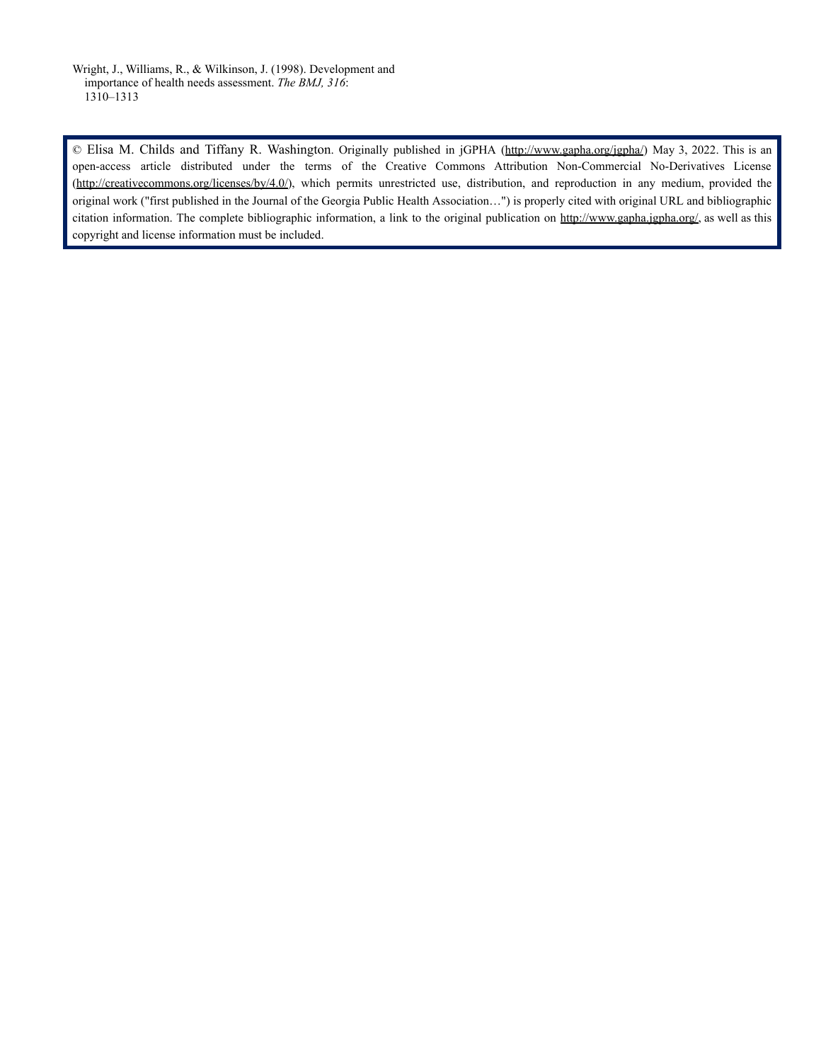Wright, J., Williams, R., & Wilkinson, J. (1998). Development and importance of health needs assessment. *The BMJ, 316*: 1310–1313

© Elisa M. Childs and Tiffany R. Washington. Originally published in jGPHA (http://www.gapha.org/jgpha/) May 3, 2022. This is an open-access article distributed under the terms of the Creative Commons Attribution Non-Commercial No-Derivatives License (http://creativecommons.org/licenses/by/4.0/), which permits unrestricted use, distribution, and reproduction in any medium, provided the original work ("first published in the Journal of the Georgia Public Health Association…") is properly cited with original URL and bibliographic citation information. The complete bibliographic information, a link to the original publication on http://www.gapha.jgpha.org/, as well as this copyright and license information must be included.